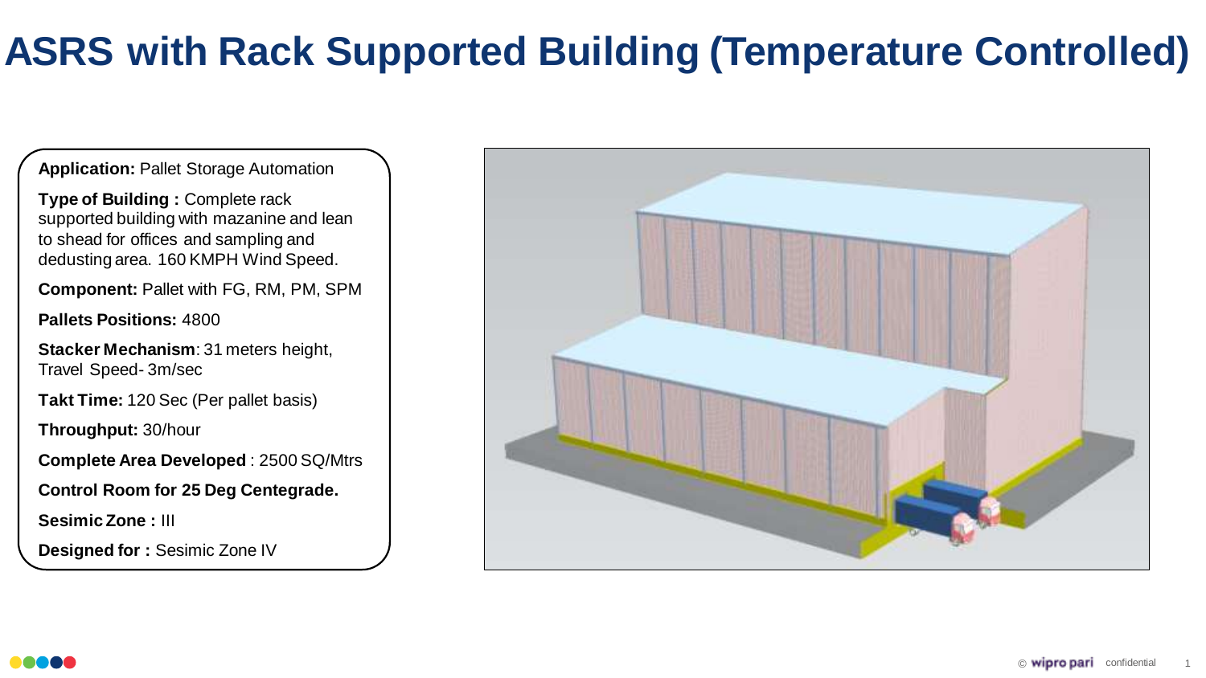# ASRS with Rack Supported Building (Temperature Controlled)

**Application:** Pallet Storage Automation

**Type of Building :** Complete rack supported building with mazanine and lean to shead for offices and sampling and dedusting area. 160 KMPH Wind Speed.

**Component:** Pallet with FG, RM, PM, SPM

**Pallets Positions:** 4800

**Stacker Mechanism**: 31 meters height, Travel Speed- 3m/sec

**Takt Time:** 120 Sec (Per pallet basis)

**Throughput:** 30/hour

**Complete Area Developed** : 2500 SQ/Mtrs

**Control Room for 25 Deg Centegrade.**

**Sesimic Zone :** III

**Designed for :** Sesimic Zone IV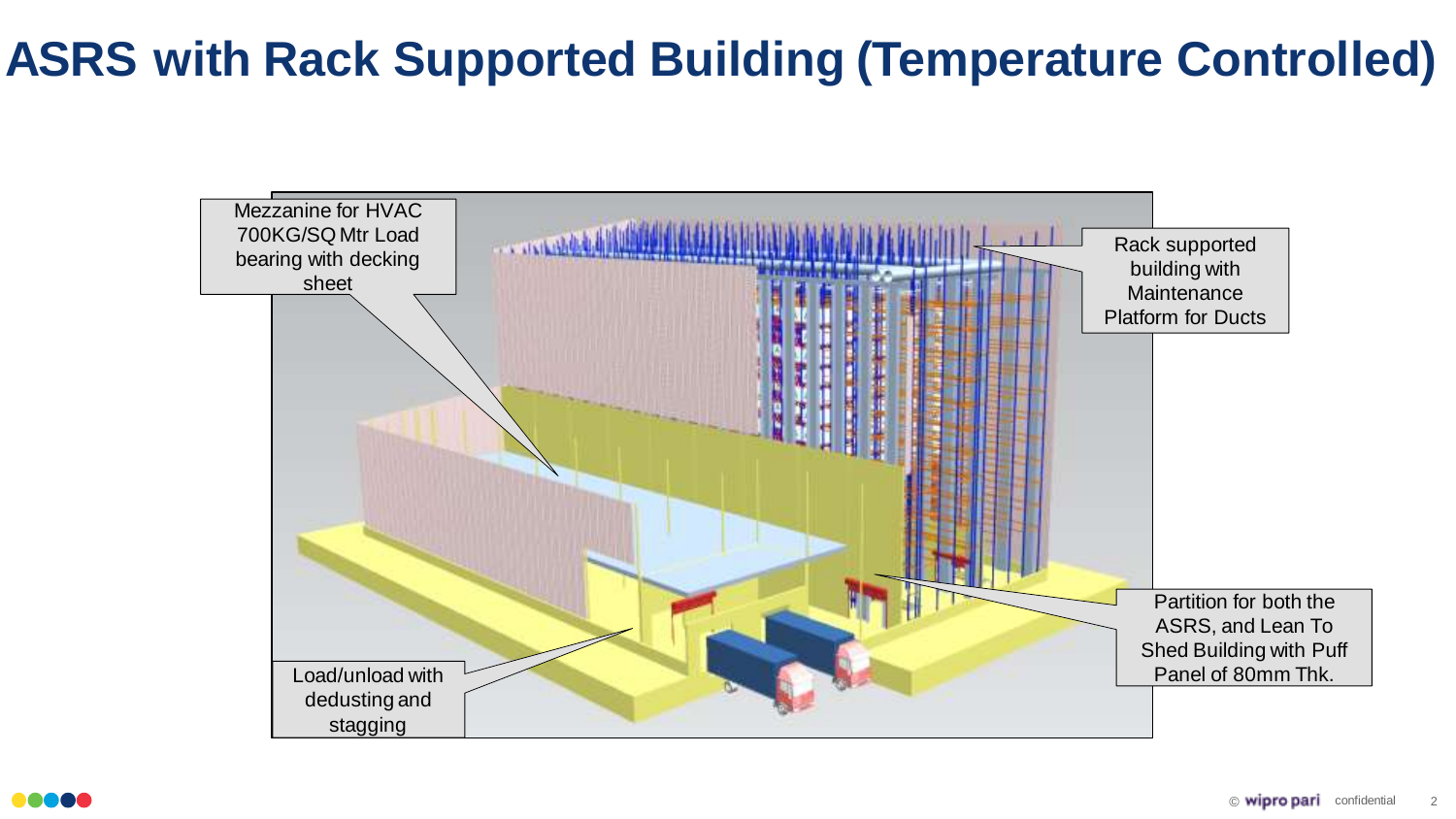# ASRS with Rack Supported Building (Temperature Controlled)

Mezzanine for HVAC 700KG/SQ Mtr Load bearing with decking sheet

Rack supported building with Maintenance Platform for Ducts

Partition for both the ASRS, and Lean To Shed Building with Puff Panel of 80mm Thk.

Load/unload with dedusting and stagging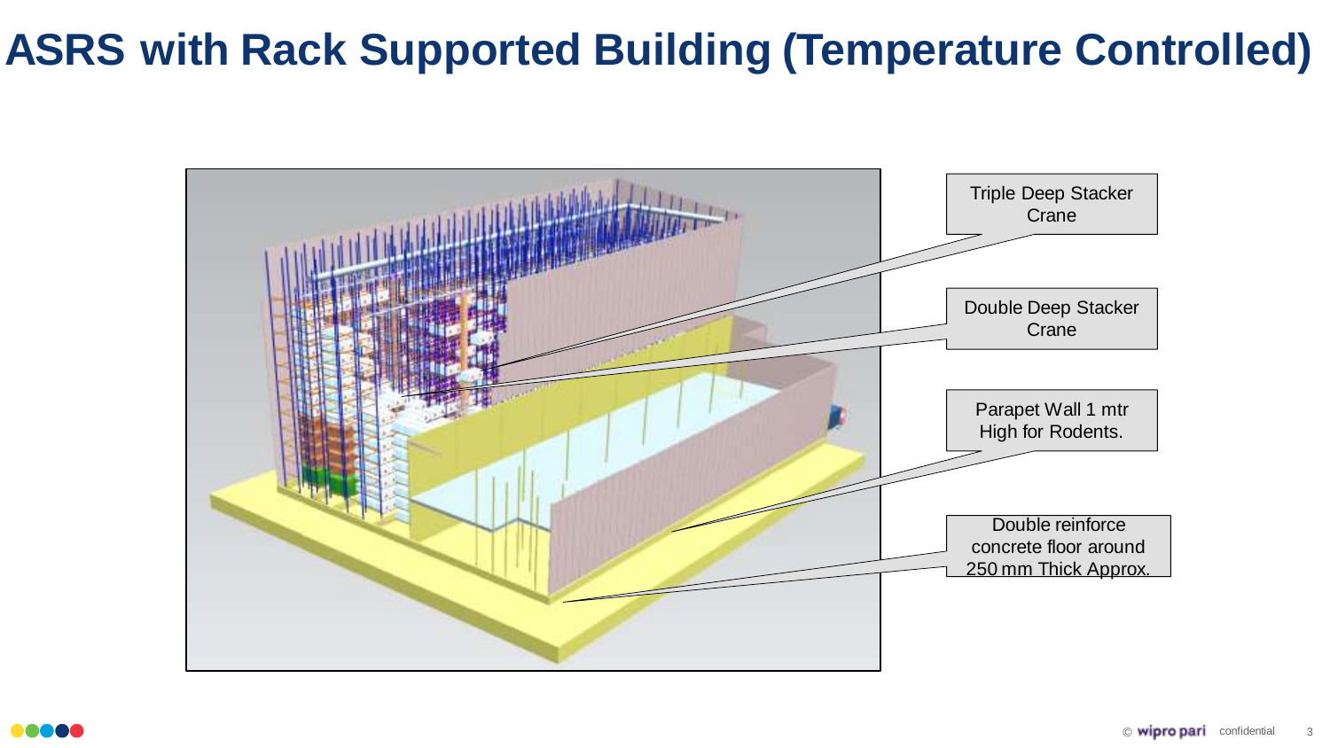# ASRS with Rack Supported Building (Temperature Controlled)

Triple Deep Stacker Crane

Double Deep Stacker Crane

Parapet Wall 1 mtr High for Rodents.

Double reinforce concrete floor around 250 mm Thick Approx.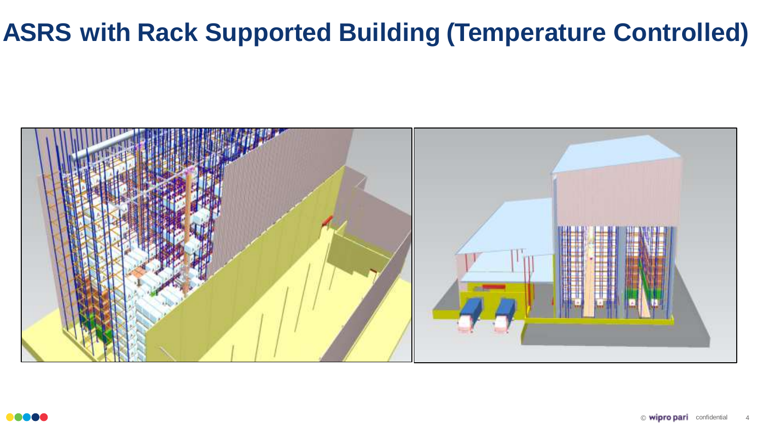# ASRS with Rack Supported Building (Temperature Controlled)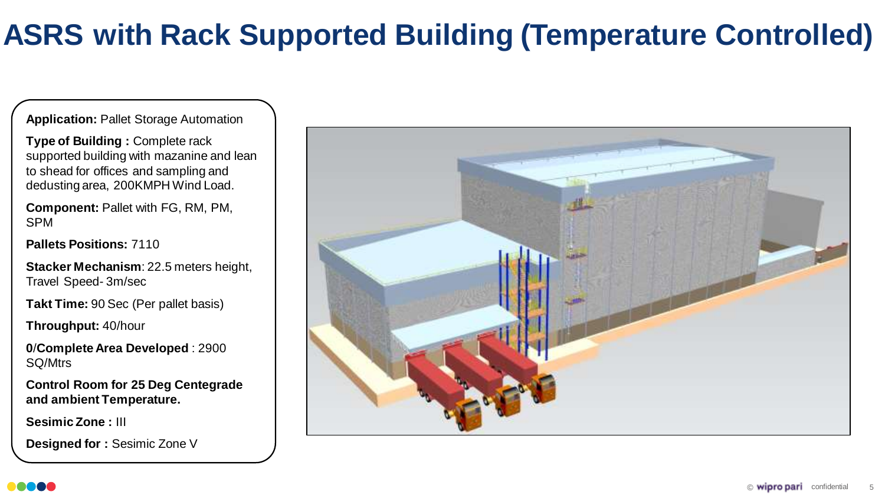# ASRS with Rack Supported Building (Temperature Controlled)

**Application:** Pallet Storage Automation

**Type of Building :** Complete rack supported building with mazanine and lean to shead for offices and sampling and dedusting area, 200KMPH Wind Load.

**Component:** Pallet with FG, RM, PM, SPM

**Pallets Positions:** 7110

**Stacker Mechanism**: 22.5 meters height, Travel Speed- 3m/sec

**Takt Time:** 90 Sec (Per pallet basis)

**Throughput:** 40/hour

**0/Complete Area Developed** : 2900 SQ/Mtrs

**Control Room for 25 Deg Centegrade and ambient Temperature.**

**Sesimic Zone :** III

**Designed for :** Sesimic Zone V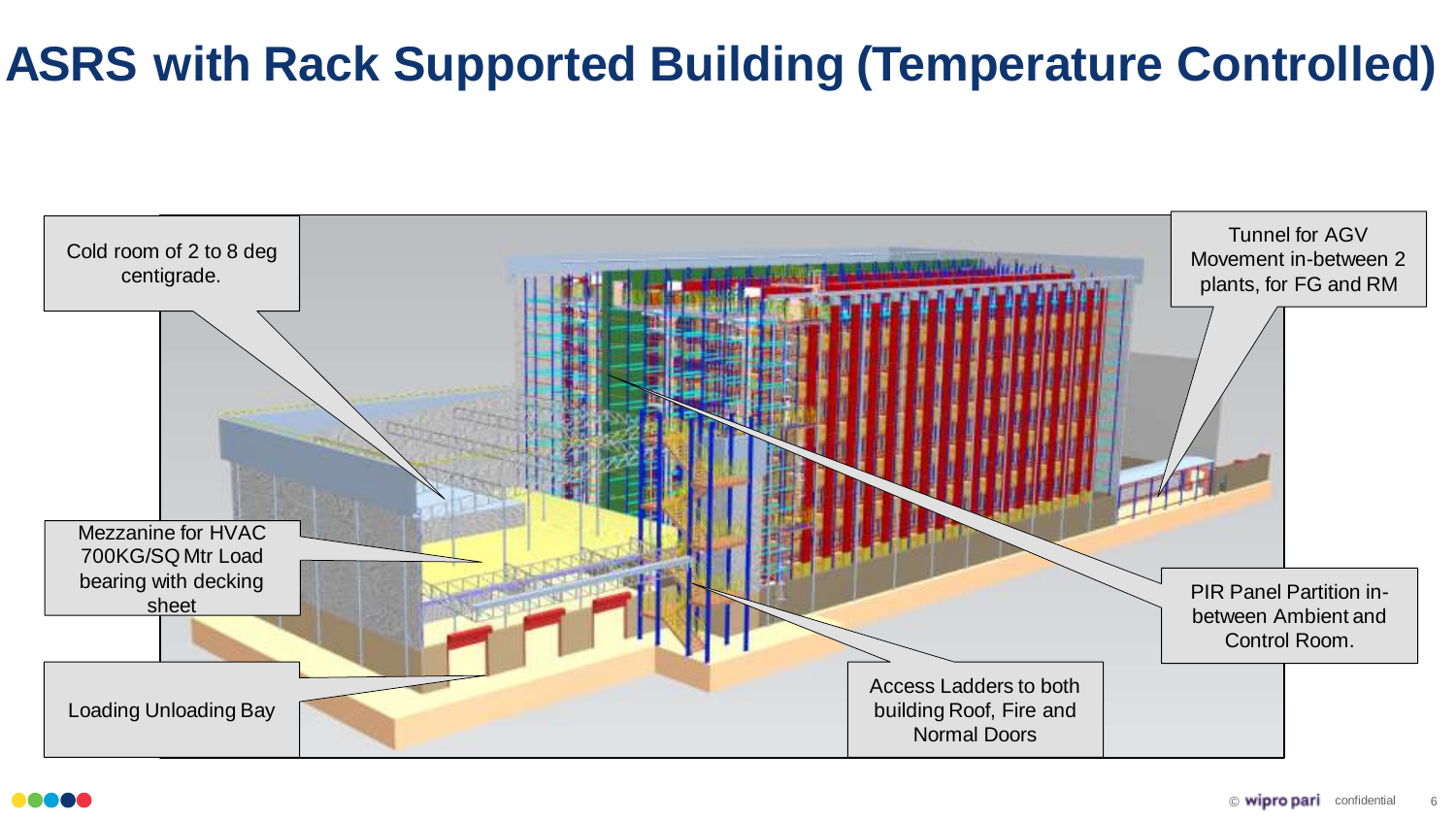# ASRS with Rack Supported Building (Temperature Controlled)

Cold room of 2 to 8 deg centigrade.

Tunnel for AGV Movement in-between 2 plants, for FG and RM

Mezzanine for HVAC 700KG/SQ Mtr Load bearing with decking sheet

PIR Panel Partition in-between Ambient and Control Room.

Loading Unloading Bay

Access Ladders to both building Roof, Fire and Normal Doors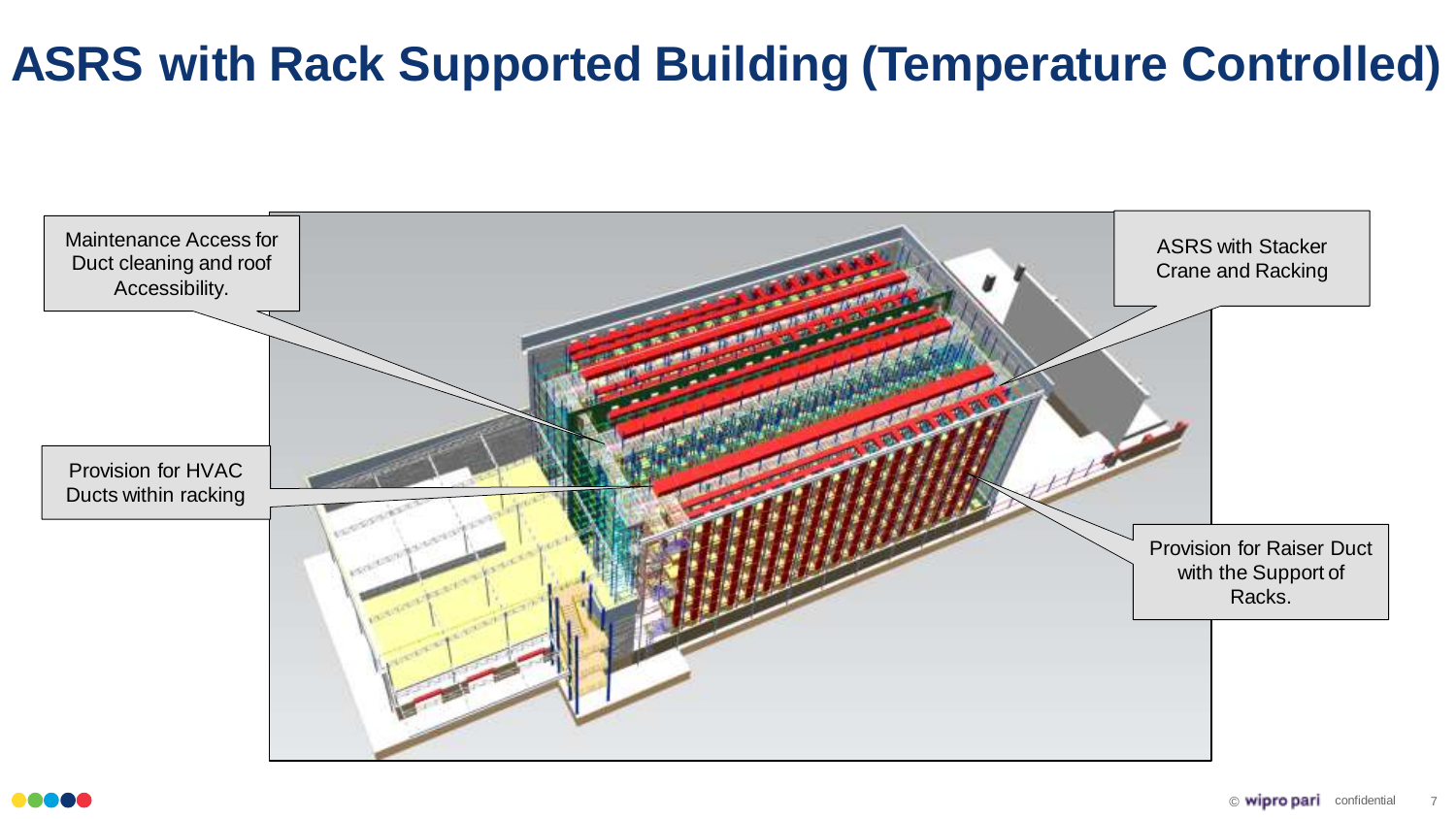# ASRS with Rack Supported Building (Temperature Controlled)

Maintenance Access for Duct cleaning and roof Accessibility.

Provision for HVAC Ducts within racking

ASRS with Stacker Crane and Racking

Provision for Raiser Duct with the Support of Racks.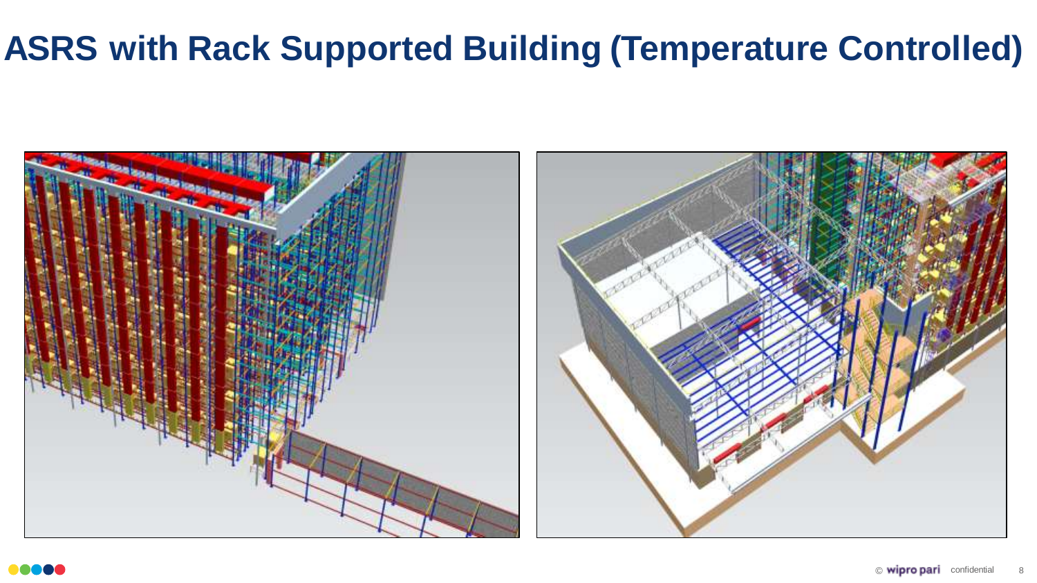# ASRS with Rack Supported Building (Temperature Controlled)